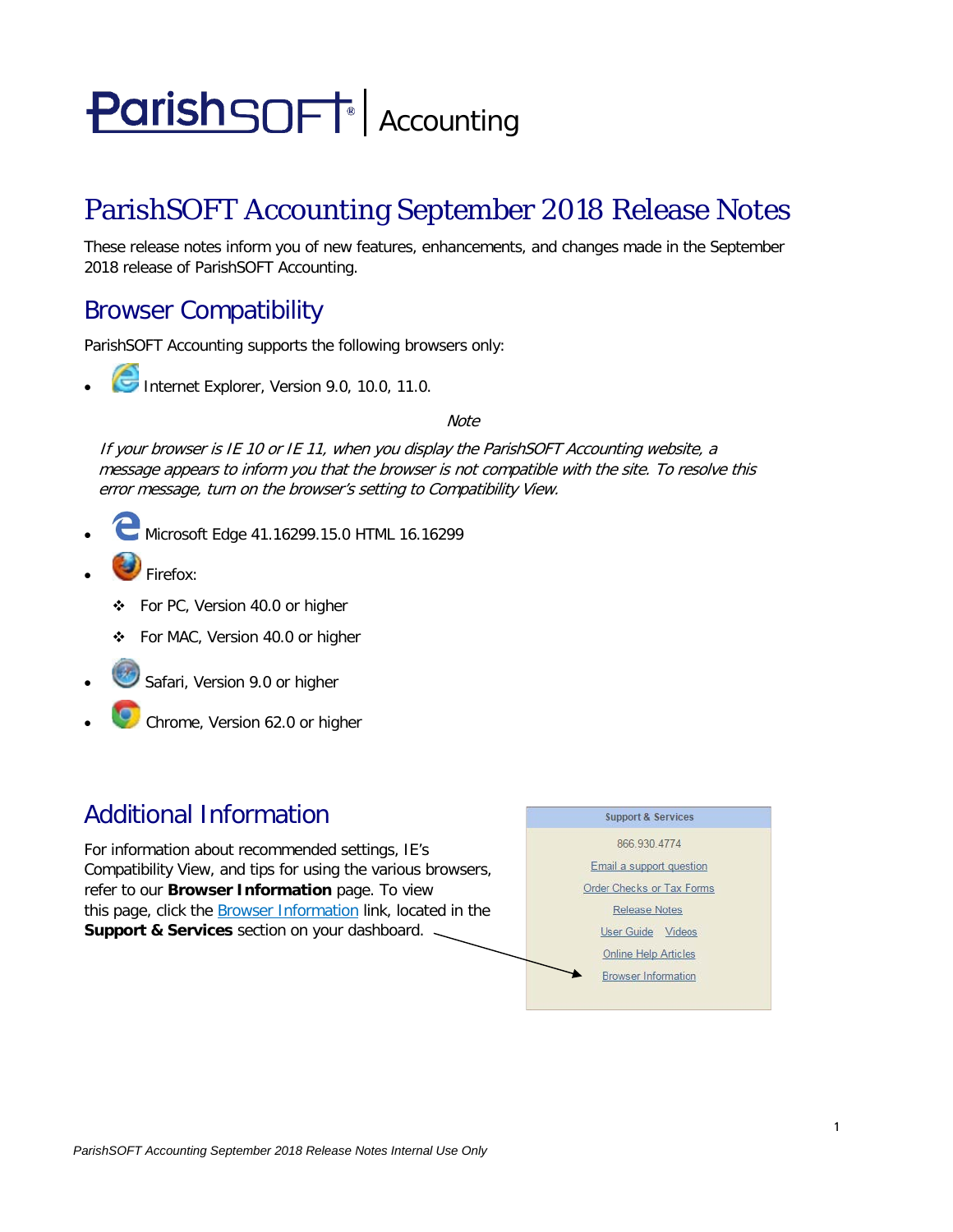# ParishSOFT | Accounting

# ParishSOFT Accounting September 2018 Release Notes

These release notes inform you of new features, enhancements, and changes made in the September 2018 release of ParishSOFT Accounting.

## Browser Compatibility

ParishSOFT Accounting supports the following browsers only:

- Internet Explorer, Version 9.0, 10.0, 11.0.

*Note*

*If your browser is IE 10 or IE 11, when you display the ParishSOFT Accounting website, a message appears to inform you that the browser is not compatible with the site. To resolve this error message, turn on the browser's setting to Compatibility View.*

- Microsoft Edge 41.16299.15.0 HTML 16.16299
- Firefox:
  - For PC, Version 40.0 or higher
  - For MAC, Version 40.0 or higher
- Safari, Version 9.0 or higher
- Chrome, Version 62.0 or higher

## Additional Information

For information about recommended settings, IE's Compatibility View, and tips for using the various browsers, refer to our **Browser Information** page. To view this page, click the Browser Information link, located in the **Support & Services** section on your dashboard.

**Support & Services**

866.930.4774

Email a support question

Order Checks or Tax Forms

Release Notes

User Guide Videos

Online Help Articles

Browser Information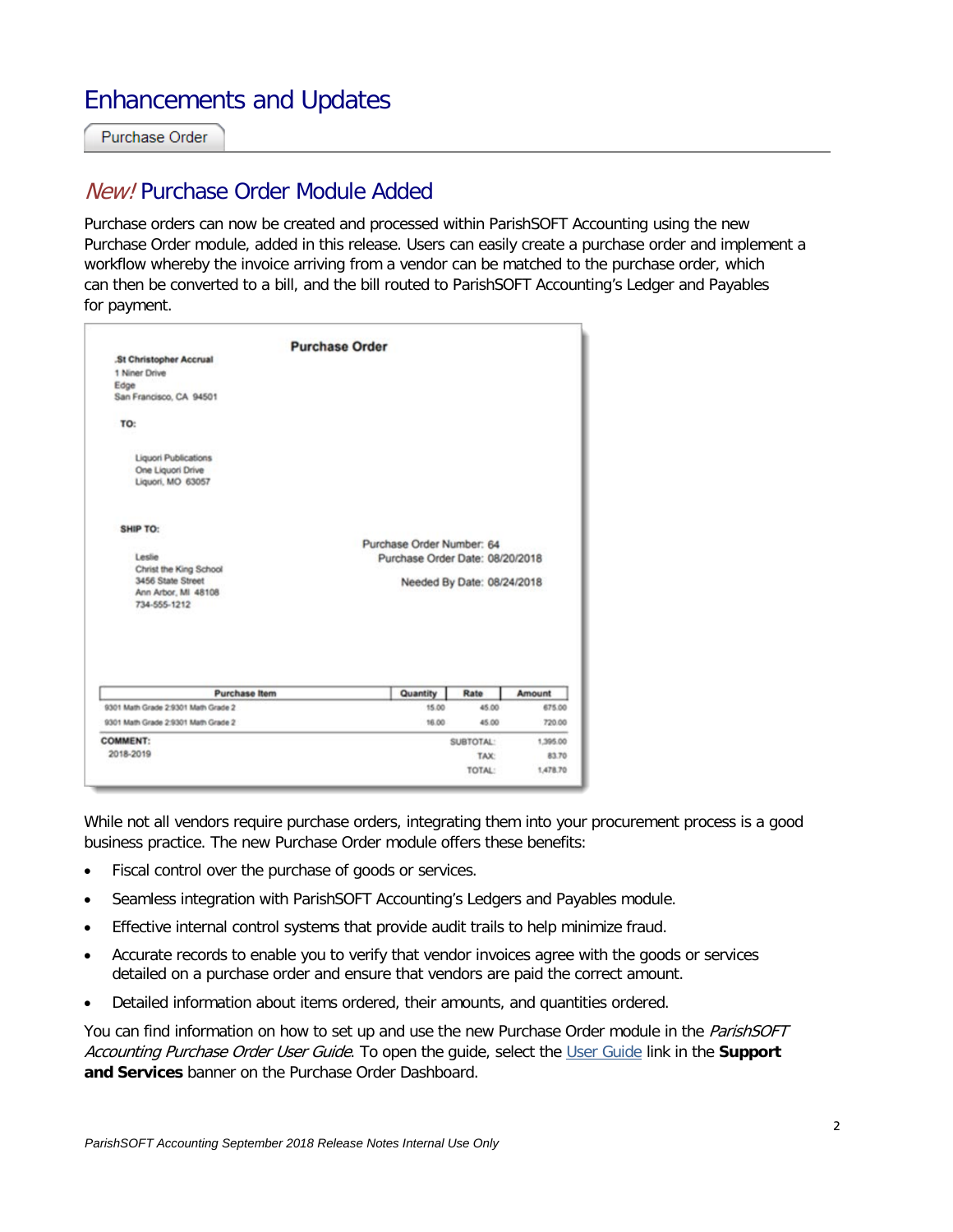# Enhancements and Updates

Purchase Order

## *New!* Purchase Order Module Added

Purchase orders can now be created and processed within ParishSOFT Accounting using the new Purchase Order module, added in this release. Users can easily create a purchase order and implement a workflow whereby the invoice arriving from a vendor can be matched to the purchase order, which can then be converted to a bill, and the bill routed to ParishSOFT Accounting's Ledger and Payables for payment.

**Purchase Order**

**.St Christopher Accrual**
1 Niner Drive
Edge
San Francisco, CA 94501

**TO:**

Liquori Publications
One Liquori Drive
Liquori, MO 63057

**SHIP TO:**

Leslie
Christ the King School
3456 State Street
Ann Arbor, MI 48108
734-555-1212

Purchase Order Number: 64
Purchase Order Date: 08/20/2018
Needed By Date: 08/24/2018

| Purchase Item | Quantity | Rate | Amount |
|---|---|---|---|
| 9301 Math Grade 2:9301 Math Grade 2 | 15.00 | 45.00 | 675.00 |
| 9301 Math Grade 2:9301 Math Grade 2 | 16.00 | 45.00 | 720.00 |
| **COMMENT:** | | SUBTOTAL: | 1,395.00 |
| 2018-2019 | | TAX: | 83.70 |
| | | TOTAL: | 1,478.70 |

While not all vendors require purchase orders, integrating them into your procurement process is a good business practice. The new Purchase Order module offers these benefits:

- Fiscal control over the purchase of goods or services.
- Seamless integration with ParishSOFT Accounting's Ledgers and Payables module.
- Effective internal control systems that provide audit trails to help minimize fraud.
- Accurate records to enable you to verify that vendor invoices agree with the goods or services detailed on a purchase order and ensure that vendors are paid the correct amount.
- Detailed information about items ordered, their amounts, and quantities ordered.

You can find information on how to set up and use the new Purchase Order module in the *ParishSOFT Accounting Purchase Order User Guide*. To open the guide, select the User Guide link in the **Support and Services** banner on the Purchase Order Dashboard.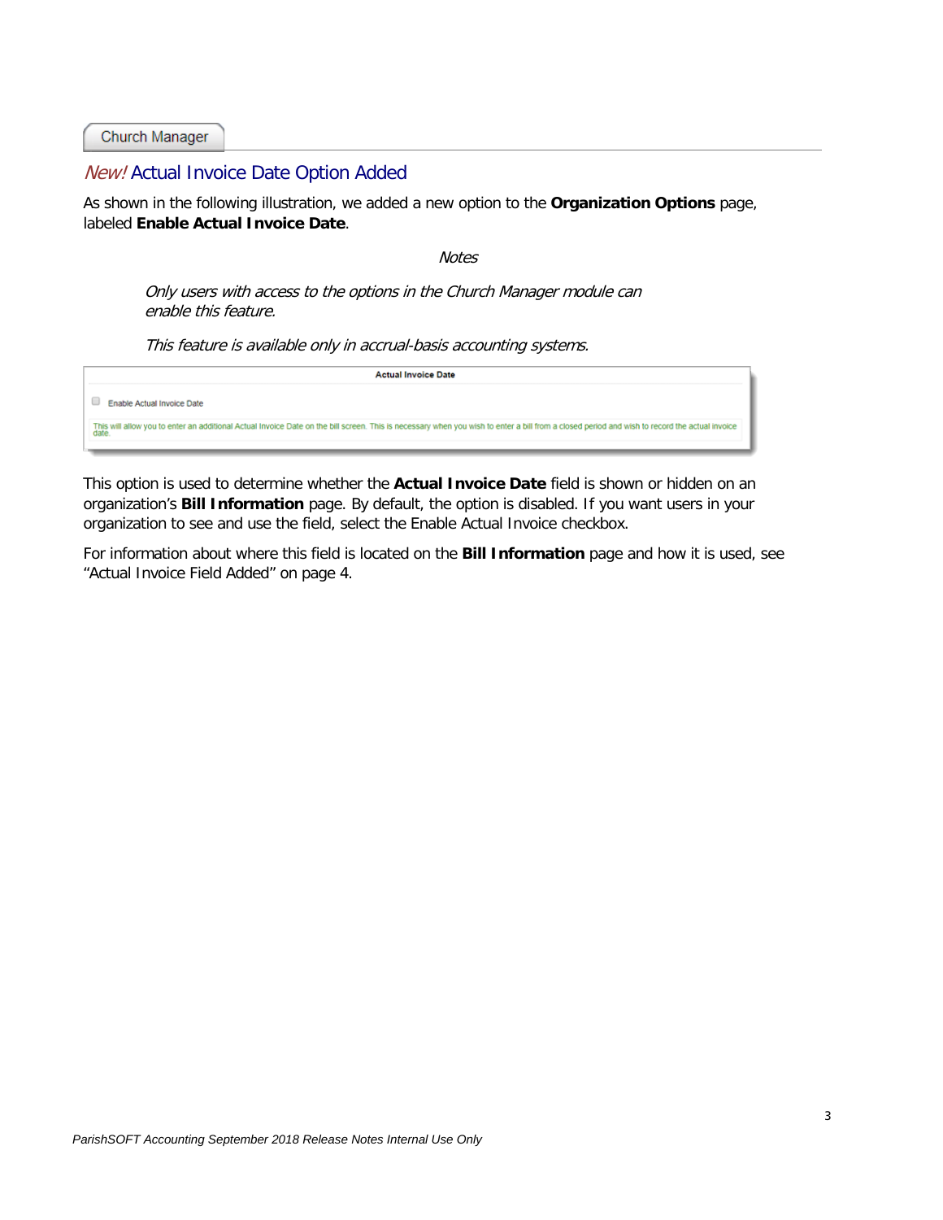Church Manager

## *New!* Actual Invoice Date Option Added

As shown in the following illustration, we added a new option to the **Organization Options** page, labeled **Enable Actual Invoice Date**.

*Notes*

> *Only users with access to the options in the Church Manager module can enable this feature.*
>
> *This feature is available only in accrual-basis accounting systems.*

**Actual Invoice Date**

☐ Enable Actual Invoice Date

This will allow you to enter an additional Actual Invoice Date on the bill screen. This is necessary when you wish to enter a bill from a closed period and wish to record the actual invoice date.

This option is used to determine whether the **Actual Invoice Date** field is shown or hidden on an organization's **Bill Information** page. By default, the option is disabled. If you want users in your organization to see and use the field, select the Enable Actual Invoice checkbox.

For information about where this field is located on the **Bill Information** page and how it is used, see "Actual Invoice Field Added" on page 4.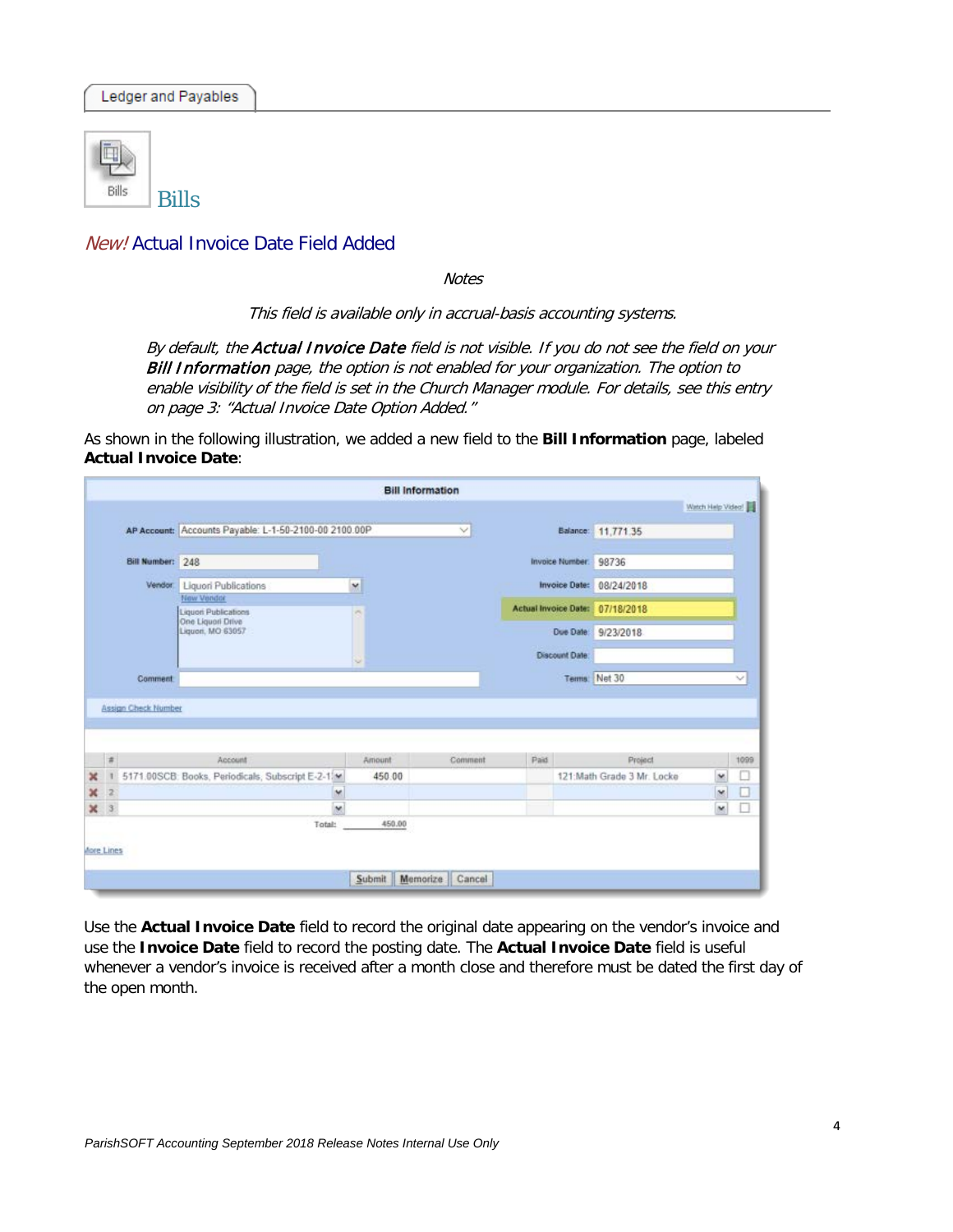Ledger and Payables

Bills

## Bills

### *New!* Actual Invoice Date Field Added

*Notes*

*This field is available only in accrual-basis accounting systems.*

*By default, the **Actual Invoice Date** field is not visible. If you do not see the field on your **Bill Information** page, the option is not enabled for your organization. The option to enable visibility of the field is set in the Church Manager module. For details, see this entry on page 3: "Actual Invoice Date Option Added."*

As shown in the following illustration, we added a new field to the **Bill Information** page, labeled **Actual Invoice Date**:

Use the **Actual Invoice Date** field to record the original date appearing on the vendor's invoice and use the **Invoice Date** field to record the posting date. The **Actual Invoice Date** field is useful whenever a vendor's invoice is received after a month close and therefore must be dated the first day of the open month.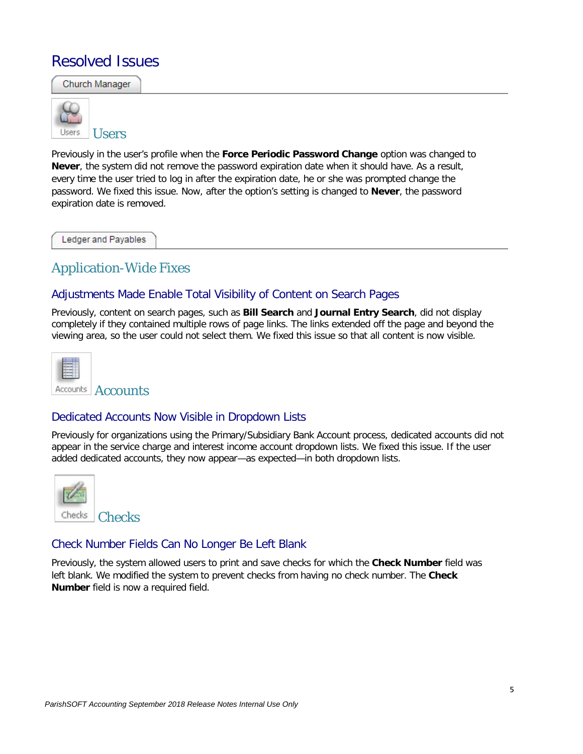# Resolved Issues

Church Manager

## Users

Previously in the user's profile when the **Force Periodic Password Change** option was changed to **Never**, the system did not remove the password expiration date when it should have. As a result, every time the user tried to log in after the expiration date, he or she was prompted change the password. We fixed this issue. Now, after the option's setting is changed to **Never**, the password expiration date is removed.

Ledger and Payables

## Application-Wide Fixes

### Adjustments Made Enable Total Visibility of Content on Search Pages

Previously, content on search pages, such as **Bill Search** and **Journal Entry Search**, did not display completely if they contained multiple rows of page links. The links extended off the page and beyond the viewing area, so the user could not select them. We fixed this issue so that all content is now visible.

## Accounts

### Dedicated Accounts Now Visible in Dropdown Lists

Previously for organizations using the Primary/Subsidiary Bank Account process, dedicated accounts did not appear in the service charge and interest income account dropdown lists. We fixed this issue. If the user added dedicated accounts, they now appear—as expected—in both dropdown lists.

## Checks

### Check Number Fields Can No Longer Be Left Blank

Previously, the system allowed users to print and save checks for which the **Check Number** field was left blank. We modified the system to prevent checks from having no check number. The **Check Number** field is now a required field.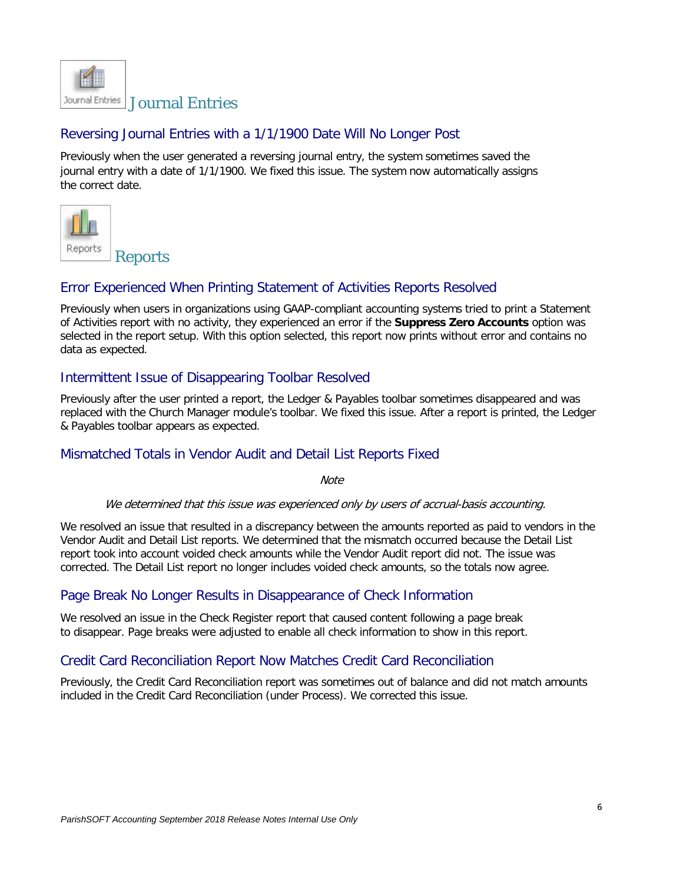# Journal Entries

## Reversing Journal Entries with a 1/1/1900 Date Will No Longer Post

Previously when the user generated a reversing journal entry, the system sometimes saved the journal entry with a date of 1/1/1900. We fixed this issue. The system now automatically assigns the correct date.

# Reports

## Error Experienced When Printing Statement of Activities Reports Resolved

Previously when users in organizations using GAAP-compliant accounting systems tried to print a Statement of Activities report with no activity, they experienced an error if the **Suppress Zero Accounts** option was selected in the report setup. With this option selected, this report now prints without error and contains no data as expected.

## Intermittent Issue of Disappearing Toolbar Resolved

Previously after the user printed a report, the Ledger & Payables toolbar sometimes disappeared and was replaced with the Church Manager module's toolbar. We fixed this issue. After a report is printed, the Ledger & Payables toolbar appears as expected.

## Mismatched Totals in Vendor Audit and Detail List Reports Fixed

*Note*

*We determined that this issue was experienced only by users of accrual-basis accounting.*

We resolved an issue that resulted in a discrepancy between the amounts reported as paid to vendors in the Vendor Audit and Detail List reports. We determined that the mismatch occurred because the Detail List report took into account voided check amounts while the Vendor Audit report did not. The issue was corrected. The Detail List report no longer includes voided check amounts, so the totals now agree.

## Page Break No Longer Results in Disappearance of Check Information

We resolved an issue in the Check Register report that caused content following a page break to disappear. Page breaks were adjusted to enable all check information to show in this report.

## Credit Card Reconciliation Report Now Matches Credit Card Reconciliation

Previously, the Credit Card Reconciliation report was sometimes out of balance and did not match amounts included in the Credit Card Reconciliation (under Process). We corrected this issue.